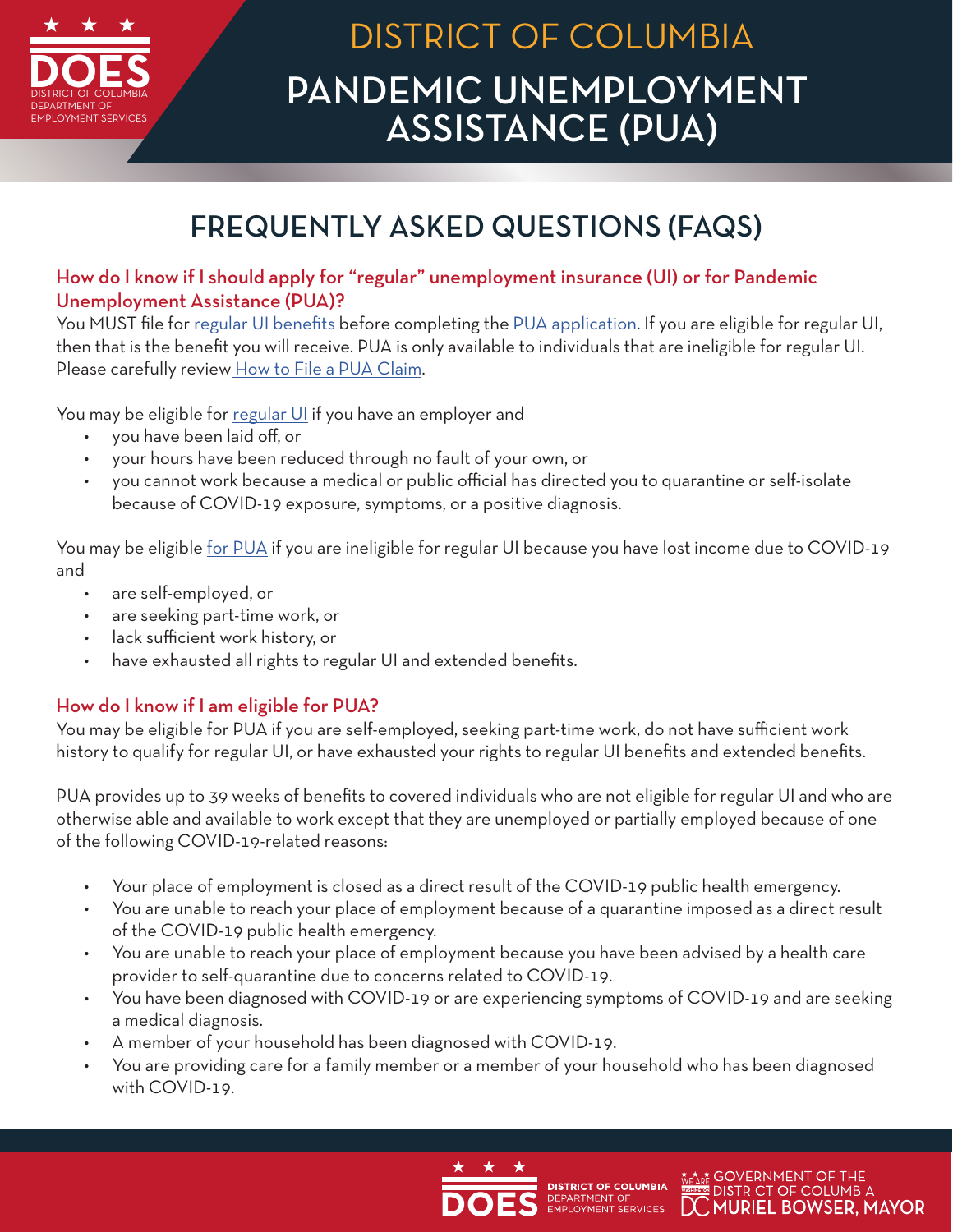# DISTRICT OF COLUMBIA

# PANDEMIC UNEMPLOYMENT ASSISTANCE (PUA)

## FREQUENTLY ASKED QUESTIONS (FAQS)

### How do I know if I should apply for "regular" unemployment insurance (UI) or for Pandemic Unemployment Assistance (PUA)?

You MUST file for regular UI benefits before completing the PUA application. If you are eligible for regular UI, then that is the benefit you will receive. PUA is only available to individuals that are ineligible for regular UI. Please carefully review How to File a PUA Claim.

You may be eligible for regular UI if you have an employer and

- you have been laid off, or
- your hours have been reduced through no fault of your own, or
- you cannot work because a medical or public official has directed you to quarantine or self-isolate because of COVID-19 exposure, symptoms, or a positive diagnosis.

You may be eligible for PUA if you are ineligible for regular UI because you have lost income due to COVID-19 and

- are self-employed, or
- are seeking part-time work, or
- lack sufficient work history, or
- have exhausted all rights to regular UI and extended benefits.

### How do I know if I am eligible for PUA?

You may be eligible for PUA if you are self-employed, seeking part-time work, do not have sufficient work history to qualify for regular UI, or have exhausted your rights to regular UI benefits and extended benefits.

PUA provides up to 39 weeks of benefits to covered individuals who are not eligible for regular UI and who are otherwise able and available to work except that they are unemployed or partially employed because of one of the following COVID-19-related reasons:

- Your place of employment is closed as a direct result of the COVID-19 public health emergency.
- You are unable to reach your place of employment because of a quarantine imposed as a direct result of the COVID-19 public health emergency.
- You are unable to reach your place of employment because you have been advised by a health care provider to self-quarantine due to concerns related to COVID-19.
- You have been diagnosed with COVID-19 or are experiencing symptoms of COVID-19 and are seeking a medical diagnosis.
- A member of your household has been diagnosed with COVID-19.
- You are providing care for a family member or a member of your household who has been diagnosed with COVID-19.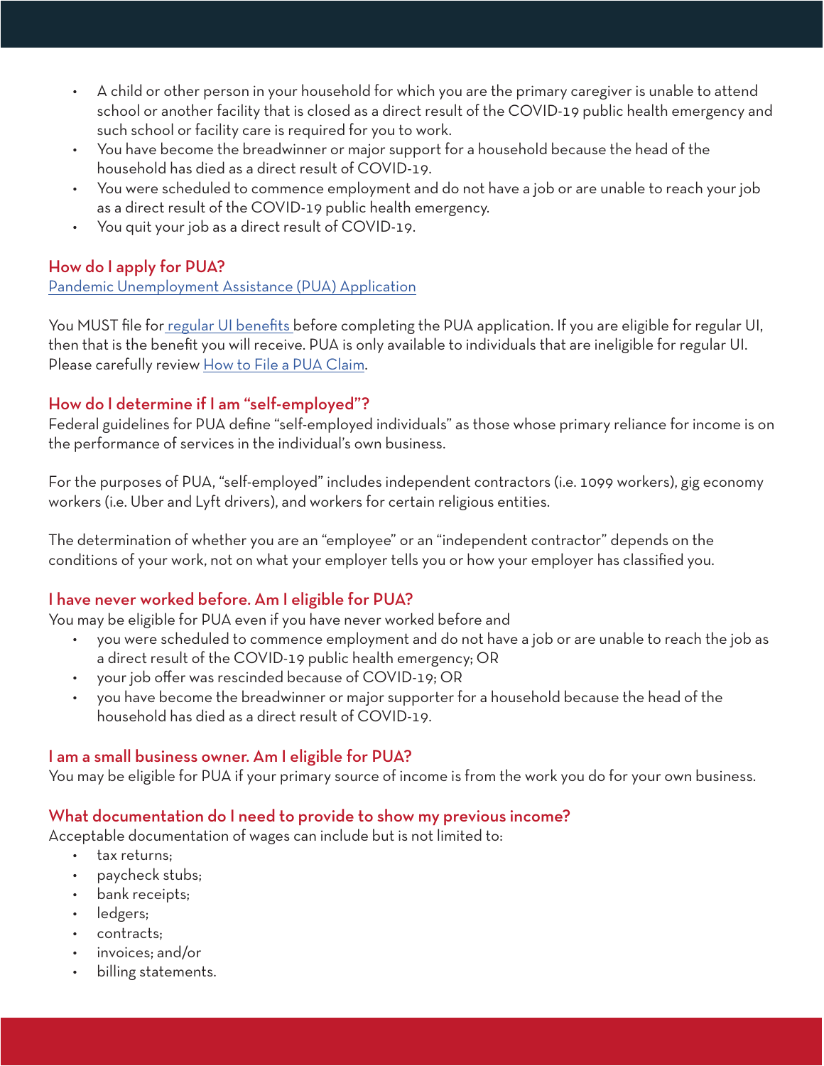- A child or other person in your household for which you are the primary caregiver is unable to attend school or another facility that is closed as a direct result of the COVID-19 public health emergency and such school or facility care is required for you to work.
- You have become the breadwinner or major support for a household because the head of the household has died as a direct result of COVID-19.
- You were scheduled to commence employment and do not have a job or are unable to reach your job as a direct result of the COVID-19 public health emergency.
- You quit your job as a direct result of COVID-19.

### How do I apply for PUA?

[Pandemic Unemployment Assistance (PUA) Application]

You MUST file for [regular UI benefits] before completing the PUA application. If you are eligible for regular UI, then that is the benefit you will receive. PUA is only available to individuals that are ineligible for regular UI. Please carefully review [How to File a PUA Claim].

### How do I determine if I am "self-employed"?

Federal guidelines for PUA define "self-employed individuals" as those whose primary reliance for income is on the performance of services in the individual's own business.

For the purposes of PUA, "self-employed" includes independent contractors (i.e. 1099 workers), gig economy workers (i.e. Uber and Lyft drivers), and workers for certain religious entities.

The determination of whether you are an "employee" or an "independent contractor" depends on the conditions of your work, not on what your employer tells you or how your employer has classified you.

### I have never worked before. Am I eligible for PUA?

You may be eligible for PUA even if you have never worked before and

- you were scheduled to commence employment and do not have a job or are unable to reach the job as a direct result of the COVID-19 public health emergency; OR
- your job offer was rescinded because of COVID-19; OR
- you have become the breadwinner or major supporter for a household because the head of the household has died as a direct result of COVID-19.

### I am a small business owner. Am I eligible for PUA?

You may be eligible for PUA if your primary source of income is from the work you do for your own business.

### What documentation do I need to provide to show my previous income?

Acceptable documentation of wages can include but is not limited to:

- tax returns;
- paycheck stubs;
- bank receipts;
- ledgers;
- contracts;
- invoices; and/or
- billing statements.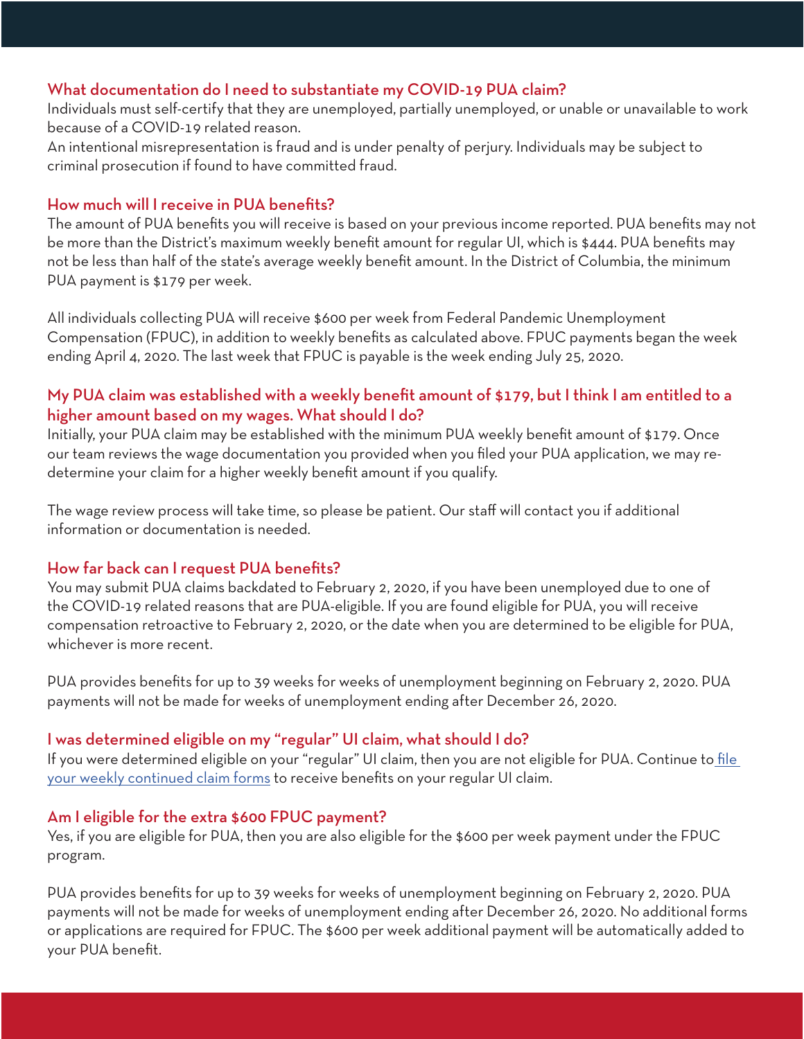### What documentation do I need to substantiate my COVID-19 PUA claim?

Individuals must self-certify that they are unemployed, partially unemployed, or unable or unavailable to work because of a COVID-19 related reason.

An intentional misrepresentation is fraud and is under penalty of perjury. Individuals may be subject to criminal prosecution if found to have committed fraud.

### How much will I receive in PUA benefits?

The amount of PUA benefits you will receive is based on your previous income reported. PUA benefits may not be more than the District's maximum weekly benefit amount for regular UI, which is $444. PUA benefits may not be less than half of the state's average weekly benefit amount. In the District of Columbia, the minimum PUA payment is $179 per week.

All individuals collecting PUA will receive $600 per week from Federal Pandemic Unemployment Compensation (FPUC), in addition to weekly benefits as calculated above. FPUC payments began the week ending April 4, 2020. The last week that FPUC is payable is the week ending July 25, 2020.

### My PUA claim was established with a weekly benefit amount of $179, but I think I am entitled to a higher amount based on my wages. What should I do?

Initially, your PUA claim may be established with the minimum PUA weekly benefit amount of $179. Once our team reviews the wage documentation you provided when you filed your PUA application, we may re-determine your claim for a higher weekly benefit amount if you qualify.

The wage review process will take time, so please be patient. Our staff will contact you if additional information or documentation is needed.

### How far back can I request PUA benefits?

You may submit PUA claims backdated to February 2, 2020, if you have been unemployed due to one of the COVID-19 related reasons that are PUA-eligible. If you are found eligible for PUA, you will receive compensation retroactive to February 2, 2020, or the date when you are determined to be eligible for PUA, whichever is more recent.

PUA provides benefits for up to 39 weeks for weeks of unemployment beginning on February 2, 2020. PUA payments will not be made for weeks of unemployment ending after December 26, 2020.

### I was determined eligible on my "regular" UI claim, what should I do?

If you were determined eligible on your "regular" UI claim, then you are not eligible for PUA. Continue to file your weekly continued claim forms to receive benefits on your regular UI claim.

### Am I eligible for the extra $600 FPUC payment?

Yes, if you are eligible for PUA, then you are also eligible for the $600 per week payment under the FPUC program.

PUA provides benefits for up to 39 weeks for weeks of unemployment beginning on February 2, 2020. PUA payments will not be made for weeks of unemployment ending after December 26, 2020. No additional forms or applications are required for FPUC. The $600 per week additional payment will be automatically added to your PUA benefit.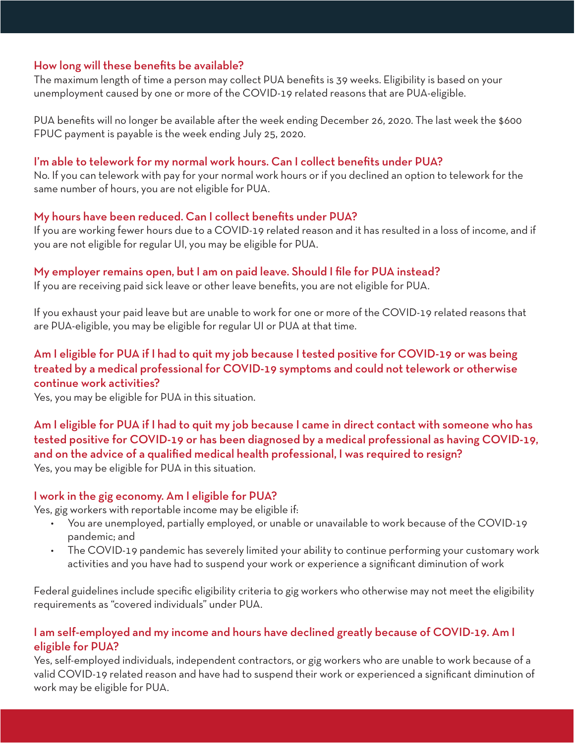### How long will these benefits be available?

The maximum length of time a person may collect PUA benefits is 39 weeks. Eligibility is based on your unemployment caused by one or more of the COVID-19 related reasons that are PUA-eligible.

PUA benefits will no longer be available after the week ending December 26, 2020. The last week the $600 FPUC payment is payable is the week ending July 25, 2020.

### I'm able to telework for my normal work hours. Can I collect benefits under PUA?

No. If you can telework with pay for your normal work hours or if you declined an option to telework for the same number of hours, you are not eligible for PUA.

### My hours have been reduced. Can I collect benefits under PUA?

If you are working fewer hours due to a COVID-19 related reason and it has resulted in a loss of income, and if you are not eligible for regular UI, you may be eligible for PUA.

### My employer remains open, but I am on paid leave. Should I file for PUA instead?

If you are receiving paid sick leave or other leave benefits, you are not eligible for PUA.

If you exhaust your paid leave but are unable to work for one or more of the COVID-19 related reasons that are PUA-eligible, you may be eligible for regular UI or PUA at that time.

### Am I eligible for PUA if I had to quit my job because I tested positive for COVID-19 or was being treated by a medical professional for COVID-19 symptoms and could not telework or otherwise continue work activities?

Yes, you may be eligible for PUA in this situation.

### Am I eligible for PUA if I had to quit my job because I came in direct contact with someone who has tested positive for COVID-19 or has been diagnosed by a medical professional as having COVID-19, and on the advice of a qualified medical health professional, I was required to resign?

Yes, you may be eligible for PUA in this situation.

### I work in the gig economy. Am I eligible for PUA?

Yes, gig workers with reportable income may be eligible if:

- You are unemployed, partially employed, or unable or unavailable to work because of the COVID-19 pandemic; and
- The COVID-19 pandemic has severely limited your ability to continue performing your customary work activities and you have had to suspend your work or experience a significant diminution of work

Federal guidelines include specific eligibility criteria to gig workers who otherwise may not meet the eligibility requirements as "covered individuals" under PUA.

### I am self-employed and my income and hours have declined greatly because of COVID-19. Am I eligible for PUA?

Yes, self-employed individuals, independent contractors, or gig workers who are unable to work because of a valid COVID-19 related reason and have had to suspend their work or experienced a significant diminution of work may be eligible for PUA.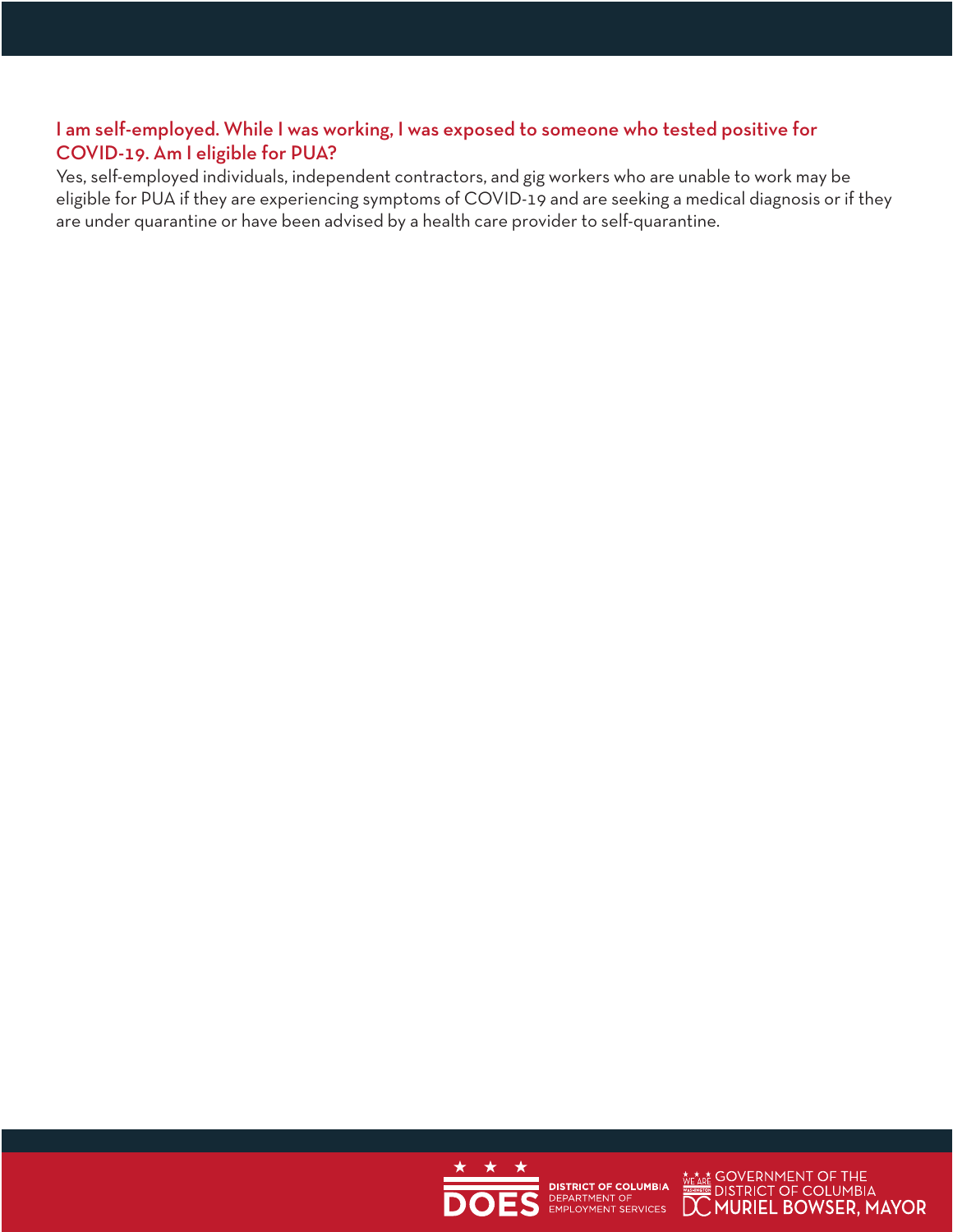### I am self-employed. While I was working, I was exposed to someone who tested positive for COVID-19. Am I eligible for PUA?

Yes, self-employed individuals, independent contractors, and gig workers who are unable to work may be eligible for PUA if they are experiencing symptoms of COVID-19 and are seeking a medical diagnosis or if they are under quarantine or have been advised by a health care provider to self-quarantine.